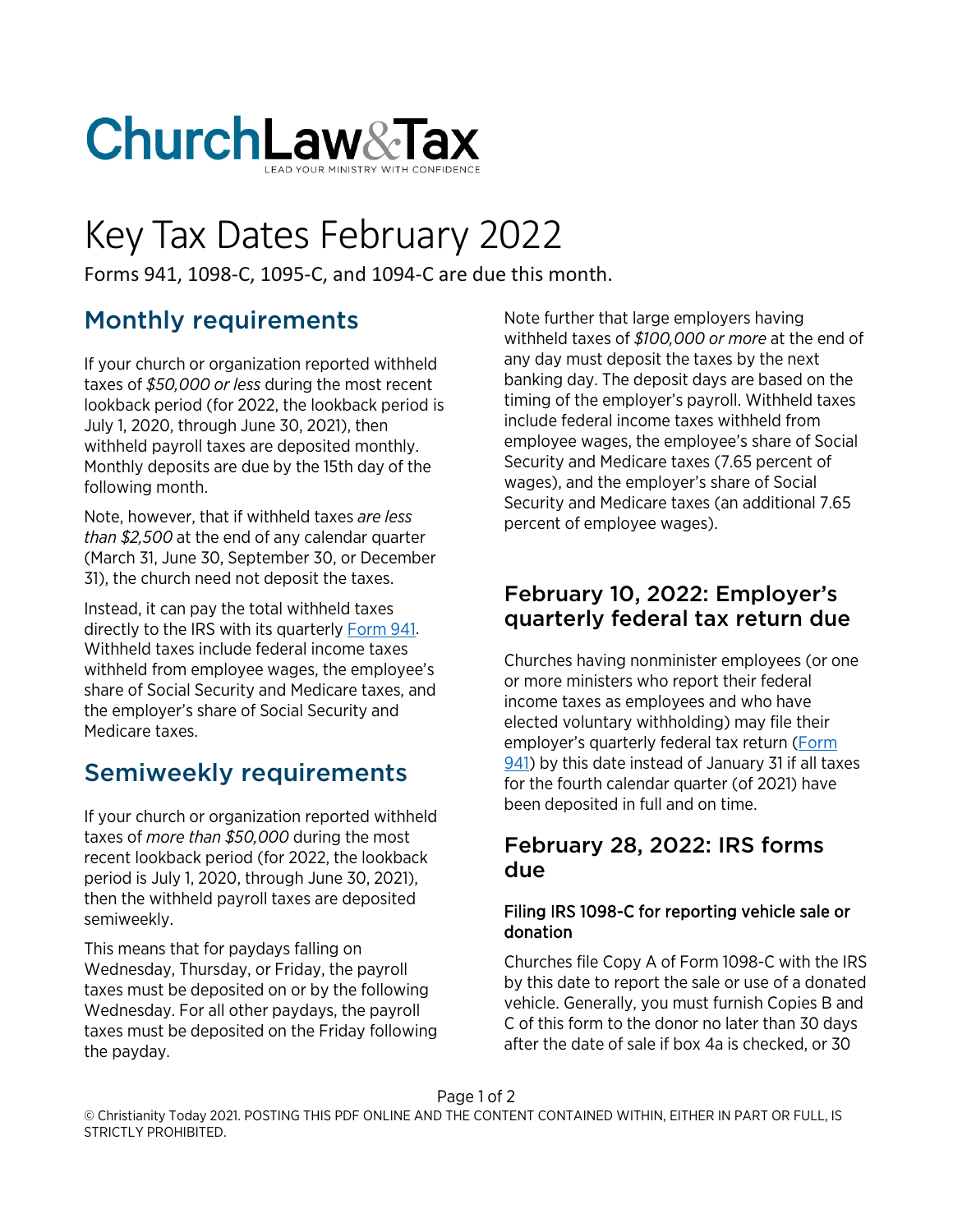# ChurchLaw&Tax

LEAD YOUR MINISTRY WITH CONFIDENCE

# Key Tax Dates February 2022

Forms 941, 1098-C, 1095-C, and 1094-C are due this month.

## Monthly requirements

If your church or organization reported withheld taxes of *$50,000 or less* during the most recent lookback period (for 2022, the lookback period is July 1, 2020, through June 30, 2021), then withheld payroll taxes are deposited monthly. Monthly deposits are due by the 15th day of the following month.

Note, however, that if withheld taxes *are less than $2,500* at the end of any calendar quarter (March 31, June 30, September 30, or December 31), the church need not deposit the taxes.

Instead, it can pay the total withheld taxes directly to the IRS with its quarterly [Form 941](). Withheld taxes include federal income taxes withheld from employee wages, the employee's share of Social Security and Medicare taxes, and the employer's share of Social Security and Medicare taxes.

## Semiweekly requirements

If your church or organization reported withheld taxes of *more than $50,000* during the most recent lookback period (for 2022, the lookback period is July 1, 2020, through June 30, 2021), then the withheld payroll taxes are deposited semiweekly.

This means that for paydays falling on Wednesday, Thursday, or Friday, the payroll taxes must be deposited on or by the following Wednesday. For all other paydays, the payroll taxes must be deposited on the Friday following the payday.

Note further that large employers having withheld taxes of *$100,000 or more* at the end of any day must deposit the taxes by the next banking day. The deposit days are based on the timing of the employer's payroll. Withheld taxes include federal income taxes withheld from employee wages, the employee's share of Social Security and Medicare taxes (7.65 percent of wages), and the employer's share of Social Security and Medicare taxes (an additional 7.65 percent of employee wages).

### February 10, 2022: Employer's quarterly federal tax return due

Churches having nonminister employees (or one or more ministers who report their federal income taxes as employees and who have elected voluntary withholding) may file their employer's quarterly federal tax return ([Form 941]()) by this date instead of January 31 if all taxes for the fourth calendar quarter (of 2021) have been deposited in full and on time.

### February 28, 2022: IRS forms due

#### Filing IRS 1098-C for reporting vehicle sale or donation

Churches file Copy A of Form 1098-C with the IRS by this date to report the sale or use of a donated vehicle. Generally, you must furnish Copies B and C of this form to the donor no later than 30 days after the date of sale if box 4a is checked, or 30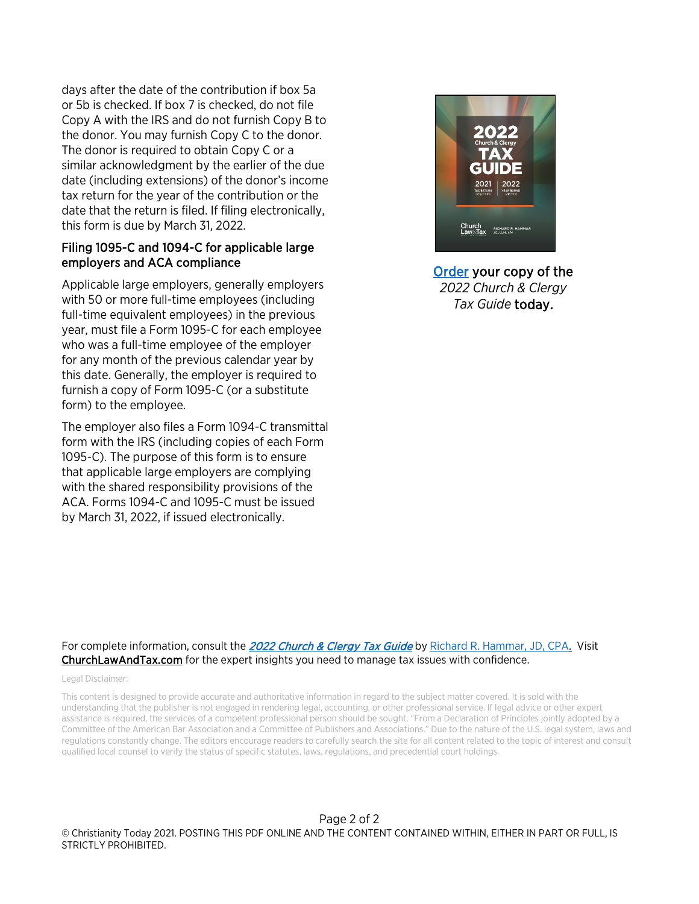days after the date of the contribution if box 5a or 5b is checked. If box 7 is checked, do not file Copy A with the IRS and do not furnish Copy B to the donor. You may furnish Copy C to the donor. The donor is required to obtain Copy C or a similar acknowledgment by the earlier of the due date (including extensions) of the donor's income tax return for the year of the contribution or the date that the return is filed. If filing electronically, this form is due by March 31, 2022.

### Filing 1095-C and 1094-C for applicable large employers and ACA compliance

Applicable large employers, generally employers with 50 or more full-time employees (including full-time equivalent employees) in the previous year, must file a Form 1095-C for each employee who was a full-time employee of the employer for any month of the previous calendar year by this date. Generally, the employer is required to furnish a copy of Form 1095-C (or a substitute form) to the employee.

The employer also files a Form 1094-C transmittal form with the IRS (including copies of each Form 1095-C). The purpose of this form is to ensure that applicable large employers are complying with the shared responsibility provisions of the ACA. Forms 1094-C and 1095-C must be issued by March 31, 2022, if issued electronically.

Order your copy of the *2022 Church & Clergy Tax Guide* today.

For complete information, consult the *2022 Church & Clergy Tax Guide* by Richard R. Hammar, JD, CPA. Visit ChurchLawAndTax.com for the expert insights you need to manage tax issues with confidence.

Legal Disclaimer:

This content is designed to provide accurate and authoritative information in regard to the subject matter covered. It is sold with the understanding that the publisher is not engaged in rendering legal, accounting, or other professional service. If legal advice or other expert assistance is required, the services of a competent professional person should be sought. "From a Declaration of Principles jointly adopted by a Committee of the American Bar Association and a Committee of Publishers and Associations." Due to the nature of the U.S. legal system, laws and regulations constantly change. The editors encourage readers to carefully search the site for all content related to the topic of interest and consult qualified local counsel to verify the status of specific statutes, laws, regulations, and precedential court holdings.

© Christianity Today 2021. POSTING THIS PDF ONLINE AND THE CONTENT CONTAINED WITHIN, EITHER IN PART OR FULL, IS STRICTLY PROHIBITED.